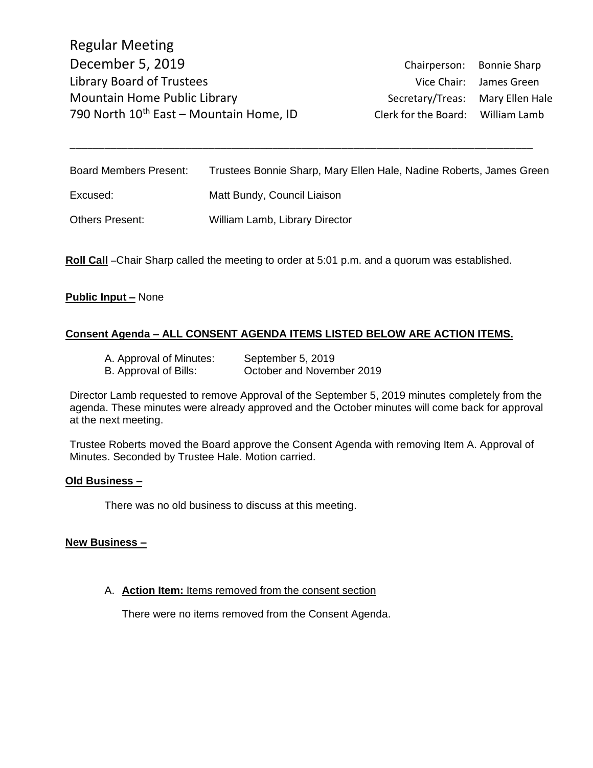# Regular Meeting

**December 5, 2019**

Library Board of Trustees

Mountain Home Public Library

790 North 10th East – Mountain Home, ID

| | |
|---|---|
| Chairperson: | Bonnie Sharp |
| Vice Chair: | James Green |
| Secretary/Treas: | Mary Ellen Hale |
| Clerk for the Board: | William Lamb |

---

| | |
|---|---|
| Board Members Present: | Trustees Bonnie Sharp, Mary Ellen Hale, Nadine Roberts, James Green |
| Excused: | Matt Bundy, Council Liaison |
| Others Present: | William Lamb, Library Director |

**Roll Call** –Chair Sharp called the meeting to order at 5:01 p.m. and a quorum was established.

**Public Input –** None

**Consent Agenda – ALL CONSENT AGENDA ITEMS LISTED BELOW ARE ACTION ITEMS.**

A. Approval of Minutes: September 5, 2019
B. Approval of Bills: October and November 2019

Director Lamb requested to remove Approval of the September 5, 2019 minutes completely from the agenda. These minutes were already approved and the October minutes will come back for approval at the next meeting.

Trustee Roberts moved the Board approve the Consent Agenda with removing Item A. Approval of Minutes. Seconded by Trustee Hale. Motion carried.

**Old Business –**

There was no old business to discuss at this meeting.

**New Business –**

A. **Action Item:** Items removed from the consent section

There were no items removed from the Consent Agenda.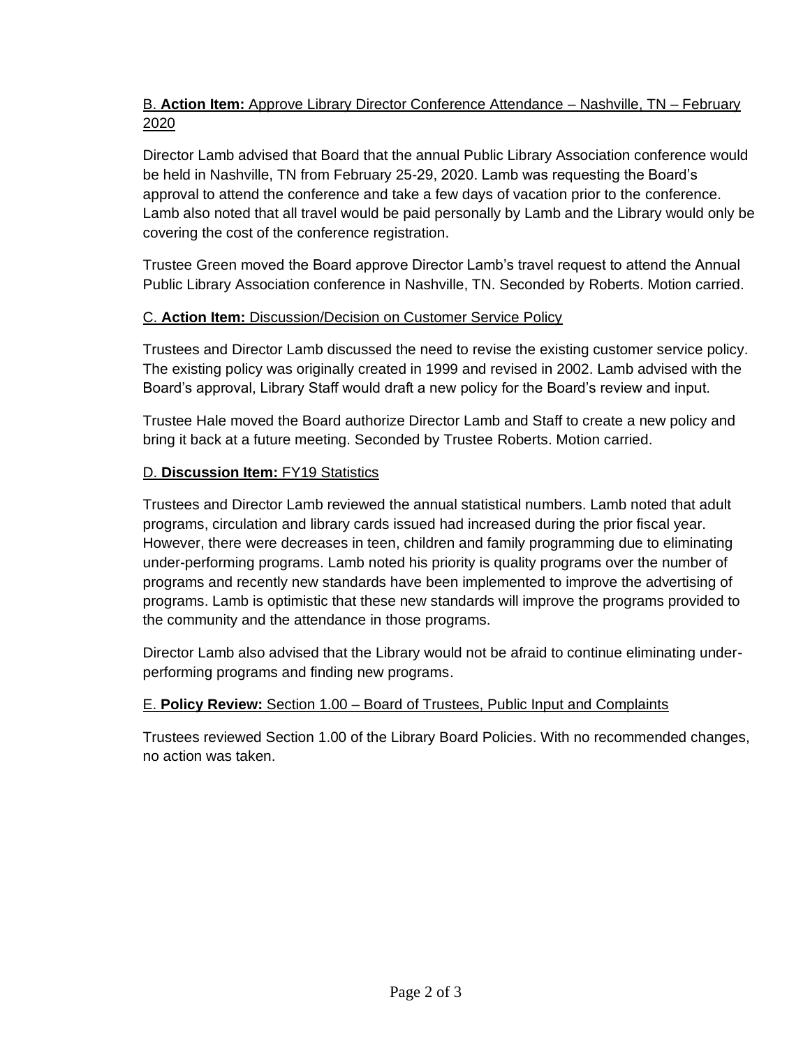B. **Action Item:** Approve Library Director Conference Attendance – Nashville, TN – February 2020

Director Lamb advised that Board that the annual Public Library Association conference would be held in Nashville, TN from February 25-29, 2020. Lamb was requesting the Board's approval to attend the conference and take a few days of vacation prior to the conference. Lamb also noted that all travel would be paid personally by Lamb and the Library would only be covering the cost of the conference registration.

Trustee Green moved the Board approve Director Lamb's travel request to attend the Annual Public Library Association conference in Nashville, TN. Seconded by Roberts. Motion carried.

C. **Action Item:** Discussion/Decision on Customer Service Policy

Trustees and Director Lamb discussed the need to revise the existing customer service policy. The existing policy was originally created in 1999 and revised in 2002. Lamb advised with the Board's approval, Library Staff would draft a new policy for the Board's review and input.

Trustee Hale moved the Board authorize Director Lamb and Staff to create a new policy and bring it back at a future meeting. Seconded by Trustee Roberts. Motion carried.

D. **Discussion Item:** FY19 Statistics

Trustees and Director Lamb reviewed the annual statistical numbers. Lamb noted that adult programs, circulation and library cards issued had increased during the prior fiscal year. However, there were decreases in teen, children and family programming due to eliminating under-performing programs. Lamb noted his priority is quality programs over the number of programs and recently new standards have been implemented to improve the advertising of programs. Lamb is optimistic that these new standards will improve the programs provided to the community and the attendance in those programs.

Director Lamb also advised that the Library would not be afraid to continue eliminating under-performing programs and finding new programs.

E. **Policy Review:** Section 1.00 – Board of Trustees, Public Input and Complaints

Trustees reviewed Section 1.00 of the Library Board Policies. With no recommended changes, no action was taken.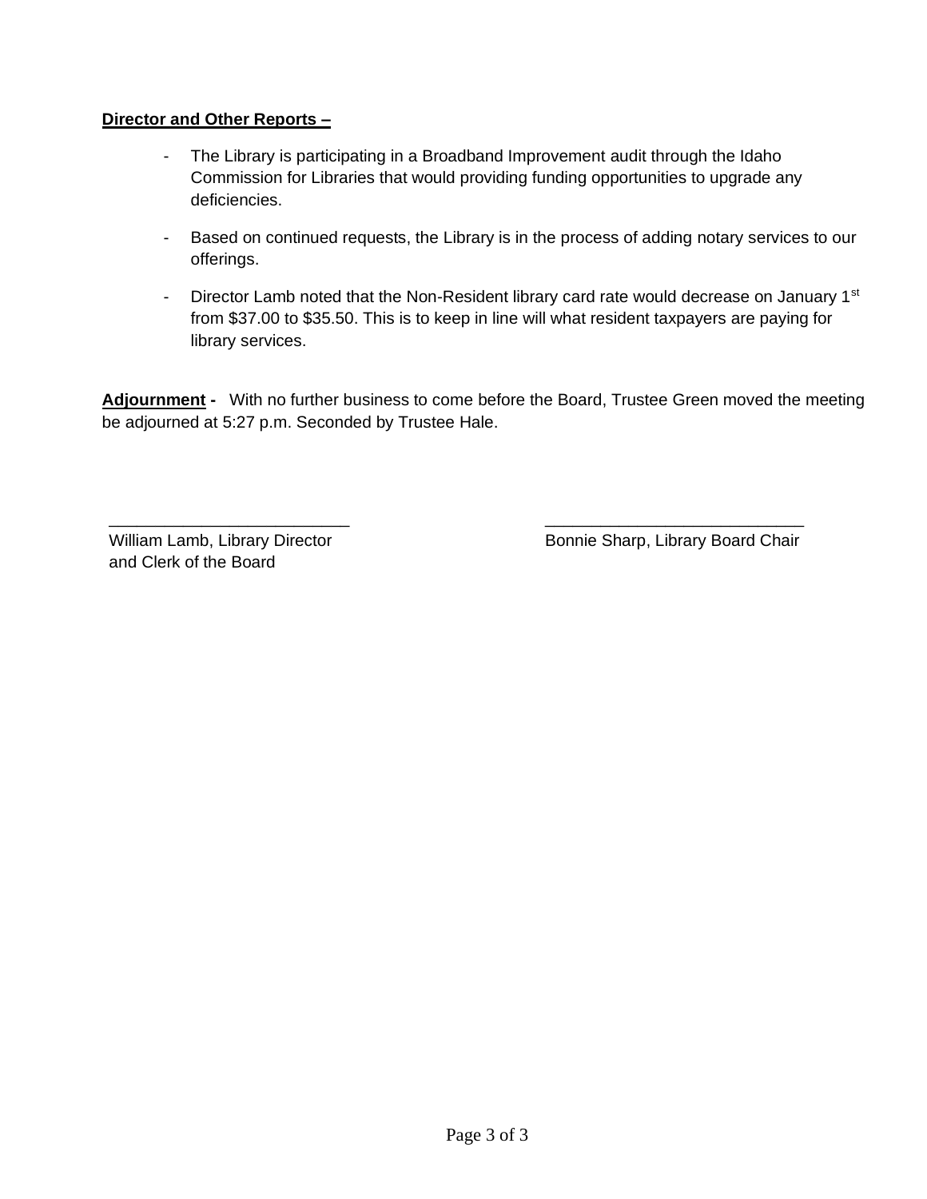**Director and Other Reports –**

- The Library is participating in a Broadband Improvement audit through the Idaho Commission for Libraries that would providing funding opportunities to upgrade any deficiencies.
- Based on continued requests, the Library is in the process of adding notary services to our offerings.
- Director Lamb noted that the Non-Resident library card rate would decrease on January 1st from $37.00 to $35.50. This is to keep in line will what resident taxpayers are paying for library services.

**Adjournment -** With no further business to come before the Board, Trustee Green moved the meeting be adjourned at 5:27 p.m. Seconded by Trustee Hale.

___________________________
William Lamb, Library Director
and Clerk of the Board

___________________________
Bonnie Sharp, Library Board Chair